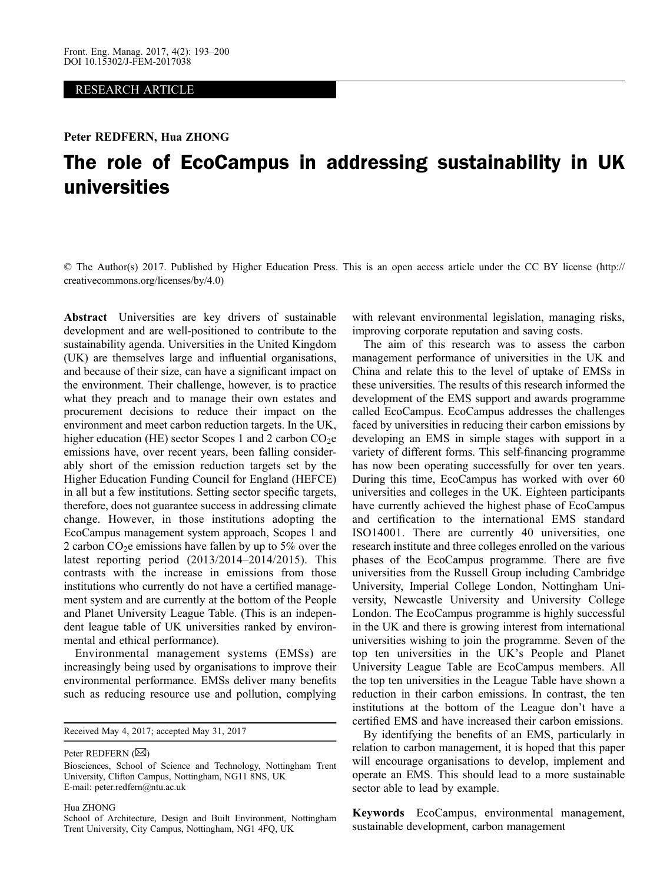RESEARCH ARTICLE

**Peter REDFERN, Hua ZHONG**

# The role of EcoCampus in addressing sustainability in UK universities

© The Author(s) 2017. Published by Higher Education Press. This is an open access article under the CC BY license (http://creativecommons.org/licenses/by/4.0)

**Abstract** Universities are key drivers of sustainable development and are well-positioned to contribute to the sustainability agenda. Universities in the United Kingdom (UK) are themselves large and influential organisations, and because of their size, can have a significant impact on the environment. Their challenge, however, is to practice what they preach and to manage their own estates and procurement decisions to reduce their impact on the environment and meet carbon reduction targets. In the UK, higher education (HE) sector Scopes 1 and 2 carbon $CO_2$e emissions have, over recent years, been falling considerably short of the emission reduction targets set by the Higher Education Funding Council for England (HEFCE) in all but a few institutions. Setting sector specific targets, therefore, does not guarantee success in addressing climate change. However, in those institutions adopting the EcoCampus management system approach, Scopes 1 and 2 carbon $CO_2$e emissions have fallen by up to 5% over the latest reporting period (2013/2014–2014/2015). This contrasts with the increase in emissions from those institutions who currently do not have a certified management system and are currently at the bottom of the People and Planet University League Table. (This is an independent league table of UK universities ranked by environmental and ethical performance).

Environmental management systems (EMSs) are increasingly being used by organisations to improve their environmental performance. EMSs deliver many benefits such as reducing resource use and pollution, complying with relevant environmental legislation, managing risks, improving corporate reputation and saving costs.

The aim of this research was to assess the carbon management performance of universities in the UK and China and relate this to the level of uptake of EMSs in these universities. The results of this research informed the development of the EMS support and awards programme called EcoCampus. EcoCampus addresses the challenges faced by universities in reducing their carbon emissions by developing an EMS in simple stages with support in a variety of different forms. This self-financing programme has now been operating successfully for over ten years. During this time, EcoCampus has worked with over 60 universities and colleges in the UK. Eighteen participants have currently achieved the highest phase of EcoCampus and certification to the international EMS standard ISO14001. There are currently 40 universities, one research institute and three colleges enrolled on the various phases of the EcoCampus programme. There are five universities from the Russell Group including Cambridge University, Imperial College London, Nottingham University, Newcastle University and University College London. The EcoCampus programme is highly successful in the UK and there is growing interest from international universities wishing to join the programme. Seven of the top ten universities in the UK's People and Planet University League Table are EcoCampus members. All the top ten universities in the League Table have shown a reduction in their carbon emissions. In contrast, the ten institutions at the bottom of the League don't have a certified EMS and have increased their carbon emissions.

By identifying the benefits of an EMS, particularly in relation to carbon management, it is hoped that this paper will encourage organisations to develop, implement and operate an EMS. This should lead to a more sustainable sector able to lead by example.

**Keywords** EcoCampus, environmental management, sustainable development, carbon management

---

Received May 4, 2017; accepted May 31, 2017

Peter REDFERN (✉)
Biosciences, School of Science and Technology, Nottingham Trent University, Clifton Campus, Nottingham, NG11 8NS, UK
E-mail: peter.redfern@ntu.ac.uk

Hua ZHONG
School of Architecture, Design and Built Environment, Nottingham Trent University, City Campus, Nottingham, NG1 4FQ, UK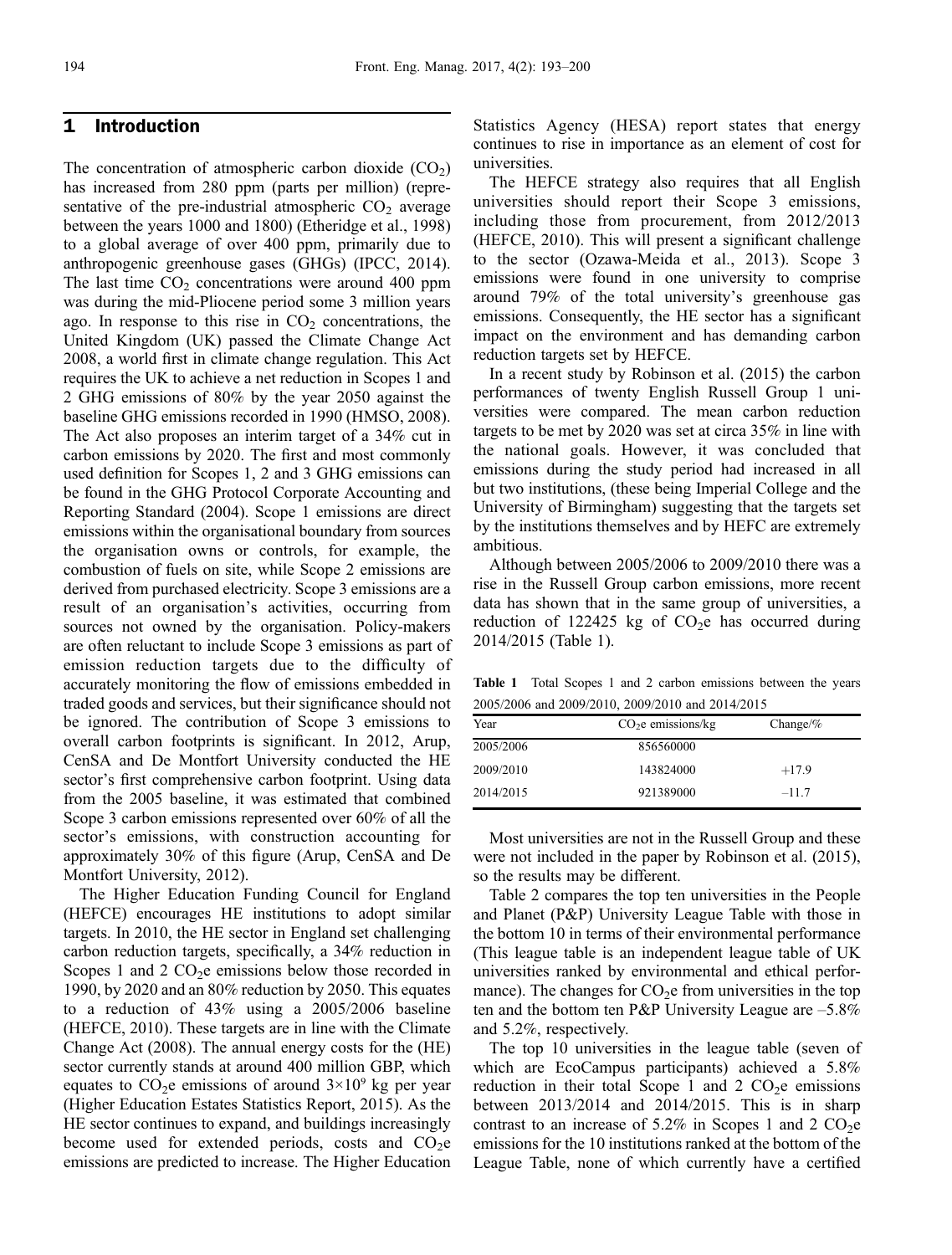## 1 Introduction

The concentration of atmospheric carbon dioxide ($CO_2$) has increased from 280 ppm (parts per million) (representative of the pre-industrial atmospheric $CO_2$ average between the years 1000 and 1800) (Etheridge et al., 1998) to a global average of over 400 ppm, primarily due to anthropogenic greenhouse gases (GHGs) (IPCC, 2014). The last time $CO_2$ concentrations were around 400 ppm was during the mid-Pliocene period some 3 million years ago. In response to this rise in $CO_2$ concentrations, the United Kingdom (UK) passed the Climate Change Act 2008, a world first in climate change regulation. This Act requires the UK to achieve a net reduction in Scopes 1 and 2 GHG emissions of 80% by the year 2050 against the baseline GHG emissions recorded in 1990 (HMSO, 2008). The Act also proposes an interim target of a 34% cut in carbon emissions by 2020. The first and most commonly used definition for Scopes 1, 2 and 3 GHG emissions can be found in the GHG Protocol Corporate Accounting and Reporting Standard (2004). Scope 1 emissions are direct emissions within the organisational boundary from sources the organisation owns or controls, for example, the combustion of fuels on site, while Scope 2 emissions are derived from purchased electricity. Scope 3 emissions are a result of an organisation's activities, occurring from sources not owned by the organisation. Policy-makers are often reluctant to include Scope 3 emissions as part of emission reduction targets due to the difficulty of accurately monitoring the flow of emissions embedded in traded goods and services, but their significance should not be ignored. The contribution of Scope 3 emissions to overall carbon footprints is significant. In 2012, Arup, CenSA and De Montfort University conducted the HE sector's first comprehensive carbon footprint. Using data from the 2005 baseline, it was estimated that combined Scope 3 carbon emissions represented over 60% of all the sector's emissions, with construction accounting for approximately 30% of this figure (Arup, CenSA and De Montfort University, 2012).

The Higher Education Funding Council for England (HEFCE) encourages HE institutions to adopt similar targets. In 2010, the HE sector in England set challenging carbon reduction targets, specifically, a 34% reduction in Scopes 1 and 2 $CO_2$e emissions below those recorded in 1990, by 2020 and an 80% reduction by 2050. This equates to a reduction of 43% using a 2005/2006 baseline (HEFCE, 2010). These targets are in line with the Climate Change Act (2008). The annual energy costs for the (HE) sector currently stands at around 400 million GBP, which equates to $CO_2$e emissions of around $3 \times 10^9$ kg per year (Higher Education Estates Statistics Report, 2015). As the HE sector continues to expand, and buildings increasingly become used for extended periods, costs and $CO_2$e emissions are predicted to increase. The Higher Education Statistics Agency (HESA) report states that energy continues to rise in importance as an element of cost for universities.

The HEFCE strategy also requires that all English universities should report their Scope 3 emissions, including those from procurement, from 2012/2013 (HEFCE, 2010). This will present a significant challenge to the sector (Ozawa-Meida et al., 2013). Scope 3 emissions were found in one university to comprise around 79% of the total university's greenhouse gas emissions. Consequently, the HE sector has a significant impact on the environment and has demanding carbon reduction targets set by HEFCE.

In a recent study by Robinson et al. (2015) the carbon performances of twenty English Russell Group 1 universities were compared. The mean carbon reduction targets to be met by 2020 was set at circa 35% in line with the national goals. However, it was concluded that emissions during the study period had increased in all but two institutions, (these being Imperial College and the University of Birmingham) suggesting that the targets set by the institutions themselves and by HEFC are extremely ambitious.

Although between 2005/2006 to 2009/2010 there was a rise in the Russell Group carbon emissions, more recent data has shown that in the same group of universities, a reduction of 122425 kg of $CO_2$e has occurred during 2014/2015 (Table 1).

**Table 1** Total Scopes 1 and 2 carbon emissions between the years 2005/2006 and 2009/2010, 2009/2010 and 2014/2015

| Year | $CO_2$e emissions/kg | Change/% |
|---|---|---|
| 2005/2006 | 856560000 | |
| 2009/2010 | 143824000 | +17.9 |
| 2014/2015 | 921389000 | –11.7 |

Most universities are not in the Russell Group and these were not included in the paper by Robinson et al. (2015), so the results may be different.

Table 2 compares the top ten universities in the People and Planet (P&P) University League Table with those in the bottom 10 in terms of their environmental performance (This league table is an independent league table of UK universities ranked by environmental and ethical performance). The changes for $CO_2$e from universities in the top ten and the bottom ten P&P University League are –5.8% and 5.2%, respectively.

The top 10 universities in the league table (seven of which are EcoCampus participants) achieved a 5.8% reduction in their total Scope 1 and 2 $CO_2$e emissions between 2013/2014 and 2014/2015. This is in sharp contrast to an increase of 5.2% in Scopes 1 and 2 $CO_2$e emissions for the 10 institutions ranked at the bottom of the League Table, none of which currently have a certified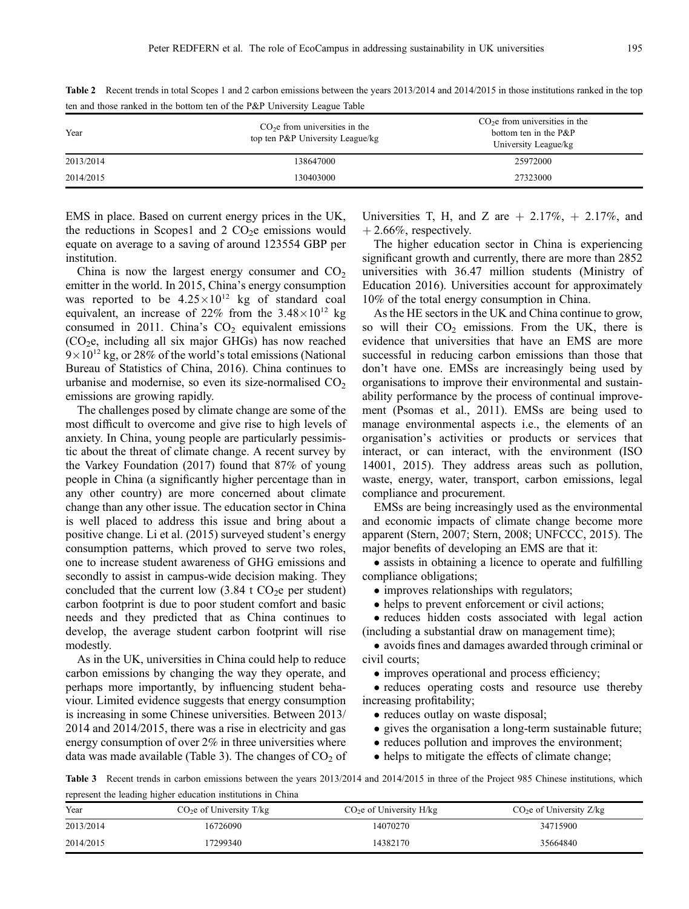**Table 2** Recent trends in total Scopes 1 and 2 carbon emissions between the years 2013/2014 and 2014/2015 in those institutions ranked in the top ten and those ranked in the bottom ten of the P&P University League Table

| Year | $CO_2$e from universities in the top ten P&P University League/kg | $CO_2$e from universities in the bottom ten in the P&P University League/kg |
|---|---|---|
| 2013/2014 | 138647000 | 25972000 |
| 2014/2015 | 130403000 | 27323000 |

EMS in place. Based on current energy prices in the UK, the reductions in Scopes1 and 2 $CO_2$e emissions would equate on average to a saving of around 123554 GBP per institution.

China is now the largest energy consumer and $CO_2$ emitter in the world. In 2015, China's energy consumption was reported to be $4.25\times10^{12}$ kg of standard coal equivalent, an increase of 22% from the $3.48\times10^{12}$ kg consumed in 2011. China's $CO_2$ equivalent emissions ($CO_2$e, including all six major GHGs) has now reached $9\times10^{12}$ kg, or 28% of the world's total emissions (National Bureau of Statistics of China, 2016). China continues to urbanise and modernise, so even its size-normalised $CO_2$ emissions are growing rapidly.

The challenges posed by climate change are some of the most difficult to overcome and give rise to high levels of anxiety. In China, young people are particularly pessimistic about the threat of climate change. A recent survey by the Varkey Foundation (2017) found that 87% of young people in China (a significantly higher percentage than in any other country) are more concerned about climate change than any other issue. The education sector in China is well placed to address this issue and bring about a positive change. Li et al. (2015) surveyed student's energy consumption patterns, which proved to serve two roles, one to increase student awareness of GHG emissions and secondly to assist in campus-wide decision making. They concluded that the current low (3.84 t $CO_2$e per student) carbon footprint is due to poor student comfort and basic needs and they predicted that as China continues to develop, the average student carbon footprint will rise modestly.

As in the UK, universities in China could help to reduce carbon emissions by changing the way they operate, and perhaps more importantly, by influencing student behaviour. Limited evidence suggests that energy consumption is increasing in some Chinese universities. Between 2013/2014 and 2014/2015, there was a rise in electricity and gas energy consumption of over 2% in three universities where data was made available (Table 3). The changes of $CO_2$ of Universities T, H, and Z are + 2.17%, + 2.17%, and + 2.66%, respectively.

The higher education sector in China is experiencing significant growth and currently, there are more than 2852 universities with 36.47 million students (Ministry of Education 2016). Universities account for approximately 10% of the total energy consumption in China.

As the HE sectors in the UK and China continue to grow, so will their $CO_2$ emissions. From the UK, there is evidence that universities that have an EMS are more successful in reducing carbon emissions than those that don't have one. EMSs are increasingly being used by organisations to improve their environmental and sustainability performance by the process of continual improvement (Psomas et al., 2011). EMSs are being used to manage environmental aspects i.e., the elements of an organisation's activities or products or services that interact, or can interact, with the environment (ISO 14001, 2015). They address areas such as pollution, waste, energy, water, transport, carbon emissions, legal compliance and procurement.

EMSs are being increasingly used as the environmental and economic impacts of climate change become more apparent (Stern, 2007; Stern, 2008; UNFCCC, 2015). The major benefits of developing an EMS are that it:

- assists in obtaining a licence to operate and fulfilling compliance obligations;
- improves relationships with regulators;
- helps to prevent enforcement or civil actions;
- reduces hidden costs associated with legal action (including a substantial draw on management time);
- avoids fines and damages awarded through criminal or civil courts;
- improves operational and process efficiency;
- reduces operating costs and resource use thereby increasing profitability;
- reduces outlay on waste disposal;
- gives the organisation a long-term sustainable future;
- reduces pollution and improves the environment;
- helps to mitigate the effects of climate change;

**Table 3** Recent trends in carbon emissions between the years 2013/2014 and 2014/2015 in three of the Project 985 Chinese institutions, which represent the leading higher education institutions in China

| Year | $CO_2$e of University T/kg | $CO_2$e of University H/kg | $CO_2$e of University Z/kg |
|---|---|---|---|
| 2013/2014 | 16726090 | 14070270 | 34715900 |
| 2014/2015 | 17299340 | 14382170 | 35664840 |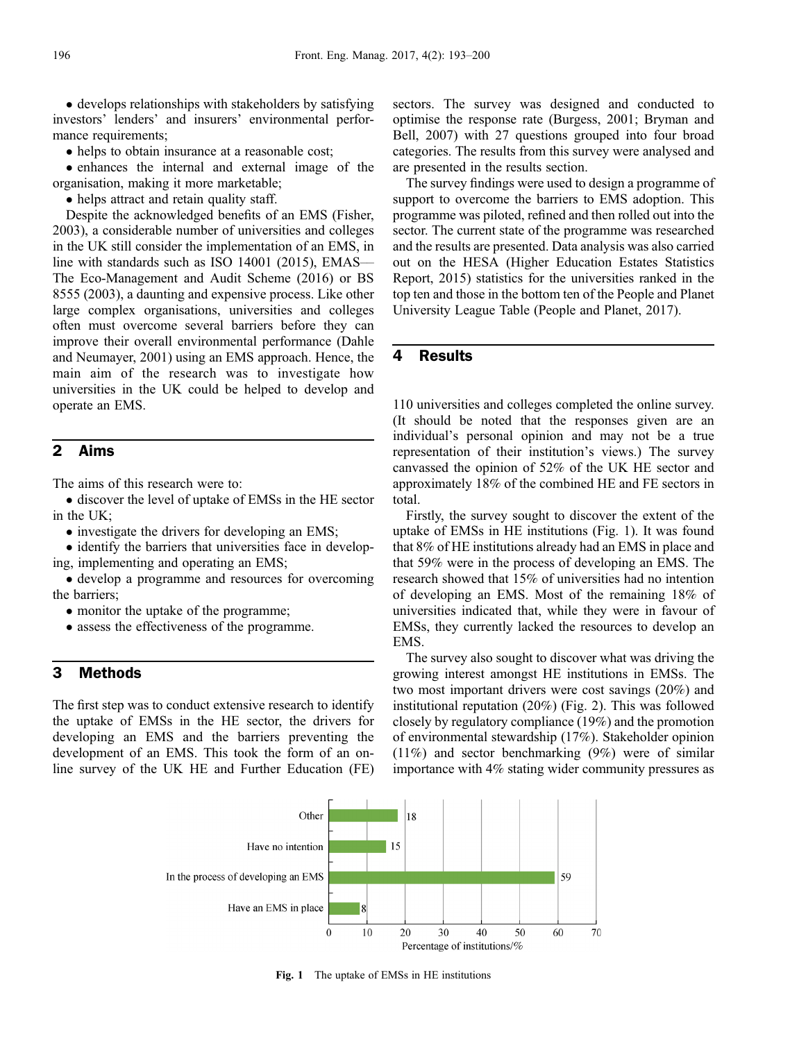• develops relationships with stakeholders by satisfying investors' lenders' and insurers' environmental performance requirements;

• helps to obtain insurance at a reasonable cost;

• enhances the internal and external image of the organisation, making it more marketable;

• helps attract and retain quality staff.

Despite the acknowledged benefits of an EMS (Fisher, 2003), a considerable number of universities and colleges in the UK still consider the implementation of an EMS, in line with standards such as ISO 14001 (2015), EMAS—The Eco-Management and Audit Scheme (2016) or BS 8555 (2003), a daunting and expensive process. Like other large complex organisations, universities and colleges often must overcome several barriers before they can improve their overall environmental performance (Dahle and Neumayer, 2001) using an EMS approach. Hence, the main aim of the research was to investigate how universities in the UK could be helped to develop and operate an EMS.

## 2 Aims

The aims of this research were to:

• discover the level of uptake of EMSs in the HE sector in the UK;

• investigate the drivers for developing an EMS;

• identify the barriers that universities face in developing, implementing and operating an EMS;

• develop a programme and resources for overcoming the barriers;

• monitor the uptake of the programme;

• assess the effectiveness of the programme.

## 3 Methods

The first step was to conduct extensive research to identify the uptake of EMSs in the HE sector, the drivers for developing an EMS and the barriers preventing the development of an EMS. This took the form of an online survey of the UK HE and Further Education (FE) sectors. The survey was designed and conducted to optimise the response rate (Burgess, 2001; Bryman and Bell, 2007) with 27 questions grouped into four broad categories. The results from this survey were analysed and are presented in the results section.

The survey findings were used to design a programme of support to overcome the barriers to EMS adoption. This programme was piloted, refined and then rolled out into the sector. The current state of the programme was researched and the results are presented. Data analysis was also carried out on the HESA (Higher Education Estates Statistics Report, 2015) statistics for the universities ranked in the top ten and those in the bottom ten of the People and Planet University League Table (People and Planet, 2017).

## 4 Results

110 universities and colleges completed the online survey. (It should be noted that the responses given are an individual's personal opinion and may not be a true representation of their institution's views.) The survey canvassed the opinion of 52% of the UK HE sector and approximately 18% of the combined HE and FE sectors in total.

Firstly, the survey sought to discover the extent of the uptake of EMSs in HE institutions (Fig. 1). It was found that 8% of HE institutions already had an EMS in place and that 59% were in the process of developing an EMS. The research showed that 15% of universities had no intention of developing an EMS. Most of the remaining 18% of universities indicated that, while they were in favour of EMSs, they currently lacked the resources to develop an EMS.

The survey also sought to discover what was driving the growing interest amongst HE institutions in EMSs. The two most important drivers were cost savings (20%) and institutional reputation (20%) (Fig. 2). This was followed closely by regulatory compliance (19%) and the promotion of environmental stewardship (17%). Stakeholder opinion (11%) and sector benchmarking (9%) were of similar importance with 4% stating wider community pressures as

| Category | Percentage of institutions/% |
|---|---|
| Other | 18 |
| Have no intention | 15 |
| In the process of developing an EMS | 59 |
| Have an EMS in place | 8 |

**Fig. 1** The uptake of EMSs in HE institutions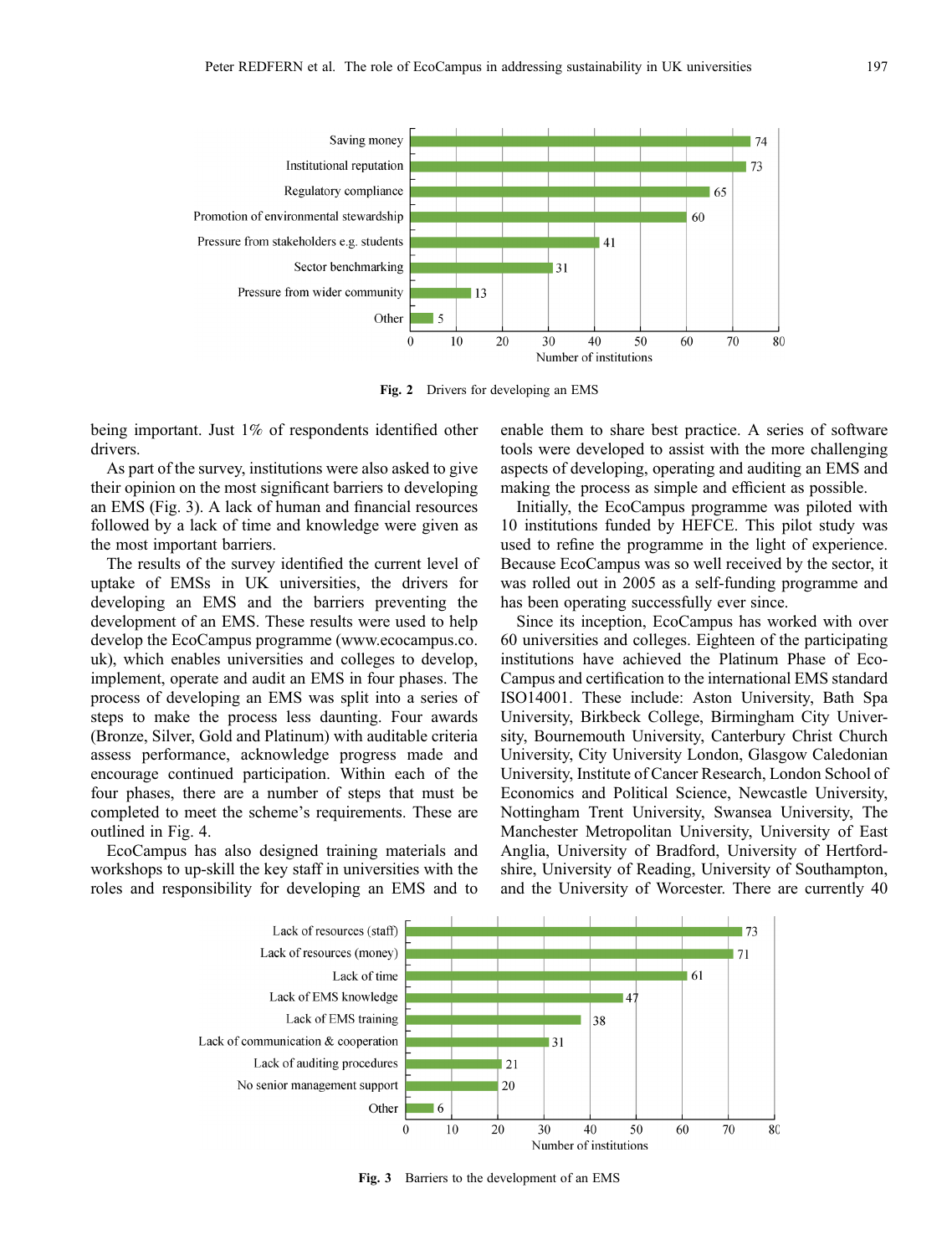Fig. 2 Drivers for developing an EMS

being important. Just 1% of respondents identified other drivers.

As part of the survey, institutions were also asked to give their opinion on the most significant barriers to developing an EMS (Fig. 3). A lack of human and financial resources followed by a lack of time and knowledge were given as the most important barriers.

The results of the survey identified the current level of uptake of EMSs in UK universities, the drivers for developing an EMS and the barriers preventing the development of an EMS. These results were used to help develop the EcoCampus programme (www.ecocampus.co.uk), which enables universities and colleges to develop, implement, operate and audit an EMS in four phases. The process of developing an EMS was split into a series of steps to make the process less daunting. Four awards (Bronze, Silver, Gold and Platinum) with auditable criteria assess performance, acknowledge progress made and encourage continued participation. Within each of the four phases, there are a number of steps that must be completed to meet the scheme's requirements. These are outlined in Fig. 4.

EcoCampus has also designed training materials and workshops to up-skill the key staff in universities with the roles and responsibility for developing an EMS and to enable them to share best practice. A series of software tools were developed to assist with the more challenging aspects of developing, operating and auditing an EMS and making the process as simple and efficient as possible.

Initially, the EcoCampus programme was piloted with 10 institutions funded by HEFCE. This pilot study was used to refine the programme in the light of experience. Because EcoCampus was so well received by the sector, it was rolled out in 2005 as a self-funding programme and has been operating successfully ever since.

Since its inception, EcoCampus has worked with over 60 universities and colleges. Eighteen of the participating institutions have achieved the Platinum Phase of EcoCampus and certification to the international EMS standard ISO14001. These include: Aston University, Bath Spa University, Birkbeck College, Birmingham City University, Bournemouth University, Canterbury Christ Church University, City University London, Glasgow Caledonian University, Institute of Cancer Research, London School of Economics and Political Science, Newcastle University, Nottingham Trent University, Swansea University, The Manchester Metropolitan University, University of East Anglia, University of Bradford, University of Hertfordshire, University of Reading, University of Southampton, and the University of Worcester. There are currently 40

Fig. 3 Barriers to the development of an EMS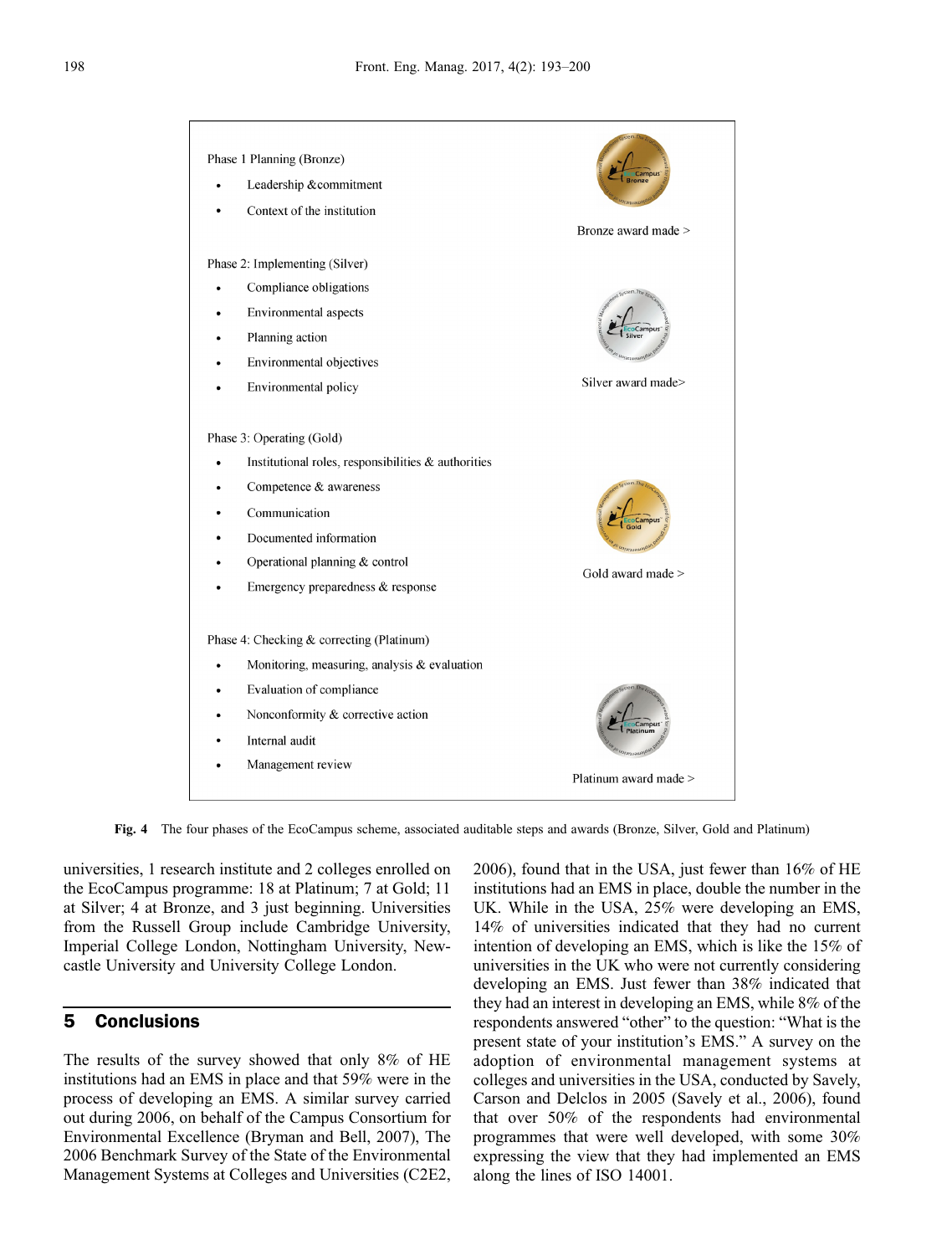Phase 1 Planning (Bronze)

- Leadership &commitment
- Context of the institution

Bronze award made >

Phase 2: Implementing (Silver)

- Compliance obligations
- Environmental aspects
- Planning action
- Environmental objectives
- Environmental policy

Silver award made>

Phase 3: Operating (Gold)

- Institutional roles, responsibilities & authorities
- Competence & awareness
- Communication
- Documented information
- Operational planning & control
- Emergency preparedness & response

Gold award made >

Phase 4: Checking & correcting (Platinum)

- Monitoring, measuring, analysis & evaluation
- Evaluation of compliance
- Nonconformity & corrective action
- Internal audit
- Management review

Platinum award made >

**Fig. 4** The four phases of the EcoCampus scheme, associated auditable steps and awards (Bronze, Silver, Gold and Platinum)

universities, 1 research institute and 2 colleges enrolled on the EcoCampus programme: 18 at Platinum; 7 at Gold; 11 at Silver; 4 at Bronze, and 3 just beginning. Universities from the Russell Group include Cambridge University, Imperial College London, Nottingham University, Newcastle University and University College London.

## 5 Conclusions

The results of the survey showed that only 8% of HE institutions had an EMS in place and that 59% were in the process of developing an EMS. A similar survey carried out during 2006, on behalf of the Campus Consortium for Environmental Excellence (Bryman and Bell, 2007), The 2006 Benchmark Survey of the State of the Environmental Management Systems at Colleges and Universities (C2E2, 2006), found that in the USA, just fewer than 16% of HE institutions had an EMS in place, double the number in the UK. While in the USA, 25% were developing an EMS, 14% of universities indicated that they had no current intention of developing an EMS, which is like the 15% of universities in the UK who were not currently considering developing an EMS. Just fewer than 38% indicated that they had an interest in developing an EMS, while 8% of the respondents answered "other" to the question: "What is the present state of your institution's EMS." A survey on the adoption of environmental management systems at colleges and universities in the USA, conducted by Savely, Carson and Delclos in 2005 (Savely et al., 2006), found that over 50% of the respondents had environmental programmes that were well developed, with some 30% expressing the view that they had implemented an EMS along the lines of ISO 14001.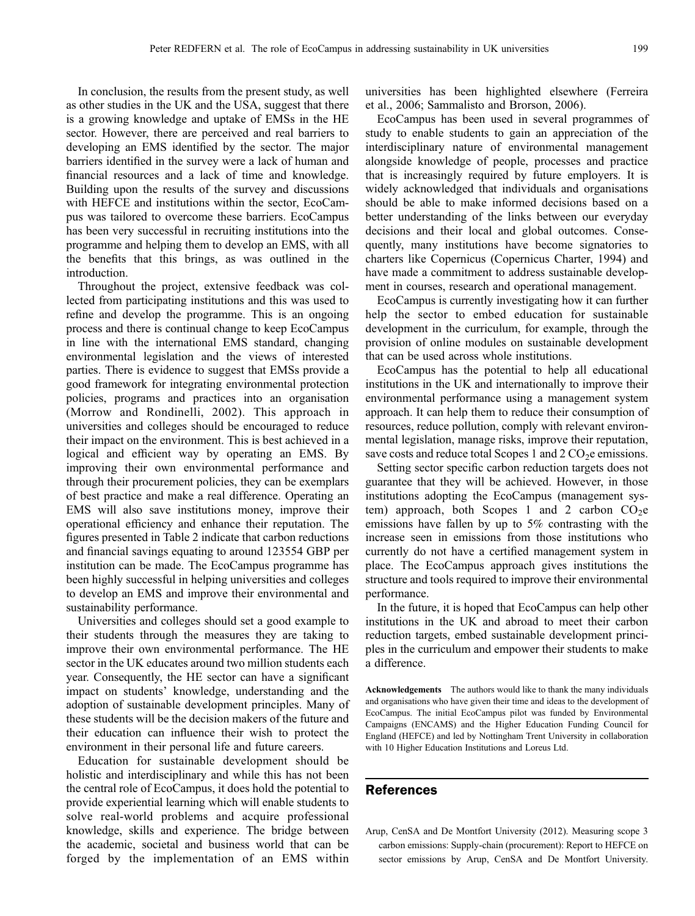In conclusion, the results from the present study, as well as other studies in the UK and the USA, suggest that there is a growing knowledge and uptake of EMSs in the HE sector. However, there are perceived and real barriers to developing an EMS identified by the sector. The major barriers identified in the survey were a lack of human and financial resources and a lack of time and knowledge. Building upon the results of the survey and discussions with HEFCE and institutions within the sector, EcoCampus was tailored to overcome these barriers. EcoCampus has been very successful in recruiting institutions into the programme and helping them to develop an EMS, with all the benefits that this brings, as was outlined in the introduction.

Throughout the project, extensive feedback was collected from participating institutions and this was used to refine and develop the programme. This is an ongoing process and there is continual change to keep EcoCampus in line with the international EMS standard, changing environmental legislation and the views of interested parties. There is evidence to suggest that EMSs provide a good framework for integrating environmental protection policies, programs and practices into an organisation (Morrow and Rondinelli, 2002). This approach in universities and colleges should be encouraged to reduce their impact on the environment. This is best achieved in a logical and efficient way by operating an EMS. By improving their own environmental performance and through their procurement policies, they can be exemplars of best practice and make a real difference. Operating an EMS will also save institutions money, improve their operational efficiency and enhance their reputation. The figures presented in Table 2 indicate that carbon reductions and financial savings equating to around 123554 GBP per institution can be made. The EcoCampus programme has been highly successful in helping universities and colleges to develop an EMS and improve their environmental and sustainability performance.

Universities and colleges should set a good example to their students through the measures they are taking to improve their own environmental performance. The HE sector in the UK educates around two million students each year. Consequently, the HE sector can have a significant impact on students' knowledge, understanding and the adoption of sustainable development principles. Many of these students will be the decision makers of the future and their education can influence their wish to protect the environment in their personal life and future careers.

Education for sustainable development should be holistic and interdisciplinary and while this has not been the central role of EcoCampus, it does hold the potential to provide experiential learning which will enable students to solve real-world problems and acquire professional knowledge, skills and experience. The bridge between the academic, societal and business world that can be forged by the implementation of an EMS within universities has been highlighted elsewhere (Ferreira et al., 2006; Sammalisto and Brorson, 2006).

EcoCampus has been used in several programmes of study to enable students to gain an appreciation of the interdisciplinary nature of environmental management alongside knowledge of people, processes and practice that is increasingly required by future employers. It is widely acknowledged that individuals and organisations should be able to make informed decisions based on a better understanding of the links between our everyday decisions and their local and global outcomes. Consequently, many institutions have become signatories to charters like Copernicus (Copernicus Charter, 1994) and have made a commitment to address sustainable development in courses, research and operational management.

EcoCampus is currently investigating how it can further help the sector to embed education for sustainable development in the curriculum, for example, through the provision of online modules on sustainable development that can be used across whole institutions.

EcoCampus has the potential to help all educational institutions in the UK and internationally to improve their environmental performance using a management system approach. It can help them to reduce their consumption of resources, reduce pollution, comply with relevant environmental legislation, manage risks, improve their reputation, save costs and reduce total Scopes 1 and 2 $CO_2e$ emissions.

Setting sector specific carbon reduction targets does not guarantee that they will be achieved. However, in those institutions adopting the EcoCampus (management system) approach, both Scopes 1 and 2 carbon $CO_2e$ emissions have fallen by up to 5% contrasting with the increase seen in emissions from those institutions who currently do not have a certified management system in place. The EcoCampus approach gives institutions the structure and tools required to improve their environmental performance.

In the future, it is hoped that EcoCampus can help other institutions in the UK and abroad to meet their carbon reduction targets, embed sustainable development principles in the curriculum and empower their students to make a difference.

**Acknowledgements** The authors would like to thank the many individuals and organisations who have given their time and ideas to the development of EcoCampus. The initial EcoCampus pilot was funded by Environmental Campaigns (ENCAMS) and the Higher Education Funding Council for England (HEFCE) and led by Nottingham Trent University in collaboration with 10 Higher Education Institutions and Loreus Ltd.

## References

Arup, CenSA and De Montfort University (2012). Measuring scope 3 carbon emissions: Supply-chain (procurement): Report to HEFCE on sector emissions by Arup, CenSA and De Montfort University.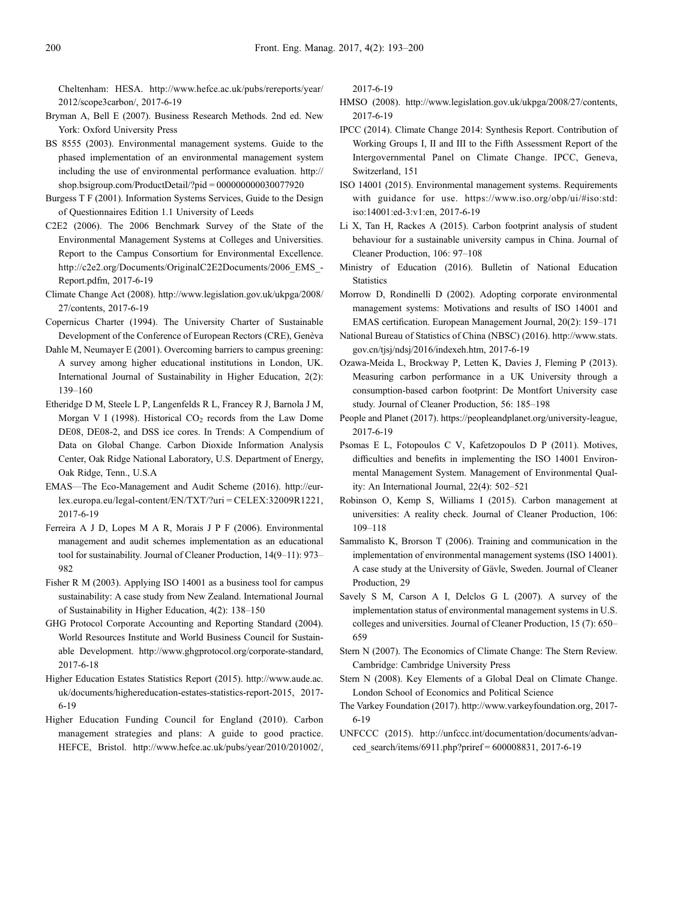Cheltenham: HESA. http://www.hefce.ac.uk/pubs/rereports/year/2012/scope3carbon/, 2017-6-19

Bryman A, Bell E (2007). Business Research Methods. 2nd ed. New York: Oxford University Press

BS 8555 (2003). Environmental management systems. Guide to the phased implementation of an environmental management system including the use of environmental performance evaluation. http://shop.bsigroup.com/ProductDetail/?pid = 000000000030077920

Burgess T F (2001). Information Systems Services, Guide to the Design of Questionnaires Edition 1.1 University of Leeds

C2E2 (2006). The 2006 Benchmark Survey of the State of the Environmental Management Systems at Colleges and Universities. Report to the Campus Consortium for Environmental Excellence. http://c2e2.org/Documents/OriginalC2E2Documents/2006_EMS_-Report.pdfm, 2017-6-19

Climate Change Act (2008). http://www.legislation.gov.uk/ukpga/2008/27/contents, 2017-6-19

Copernicus Charter (1994). The University Charter of Sustainable Development of the Conference of European Rectors (CRE), Genèva

Dahle M, Neumayer E (2001). Overcoming barriers to campus greening: A survey among higher educational institutions in London, UK. International Journal of Sustainability in Higher Education, 2(2): 139–160

Etheridge D M, Steele L P, Langenfelds R L, Francey R J, Barnola J M, Morgan V I (1998). Historical $CO_2$ records from the Law Dome DE08, DE08-2, and DSS ice cores. In Trends: A Compendium of Data on Global Change. Carbon Dioxide Information Analysis Center, Oak Ridge National Laboratory, U.S. Department of Energy, Oak Ridge, Tenn., U.S.A

EMAS—The Eco-Management and Audit Scheme (2016). http://eur-lex.europa.eu/legal-content/EN/TXT/?uri = CELEX:32009R1221, 2017-6-19

Ferreira A J D, Lopes M A R, Morais J P F (2006). Environmental management and audit schemes implementation as an educational tool for sustainability. Journal of Cleaner Production, 14(9–11): 973–982

Fisher R M (2003). Applying ISO 14001 as a business tool for campus sustainability: A case study from New Zealand. International Journal of Sustainability in Higher Education, 4(2): 138–150

GHG Protocol Corporate Accounting and Reporting Standard (2004). World Resources Institute and World Business Council for Sustainable Development. http://www.ghgprotocol.org/corporate-standard, 2017-6-18

Higher Education Estates Statistics Report (2015). http://www.aude.ac.uk/documents/highereducation-estates-statistics-report-2015, 2017-6-19

Higher Education Funding Council for England (2010). Carbon management strategies and plans: A guide to good practice. HEFCE, Bristol. http://www.hefce.ac.uk/pubs/year/2010/201002/, 2017-6-19

HMSO (2008). http://www.legislation.gov.uk/ukpga/2008/27/contents, 2017-6-19

IPCC (2014). Climate Change 2014: Synthesis Report. Contribution of Working Groups I, II and III to the Fifth Assessment Report of the Intergovernmental Panel on Climate Change. IPCC, Geneva, Switzerland, 151

ISO 14001 (2015). Environmental management systems. Requirements with guidance for use. https://www.iso.org/obp/ui/#iso:std:iso:14001:ed-3:v1:en, 2017-6-19

Li X, Tan H, Rackes A (2015). Carbon footprint analysis of student behaviour for a sustainable university campus in China. Journal of Cleaner Production, 106: 97–108

Ministry of Education (2016). Bulletin of National Education Statistics

Morrow D, Rondinelli D (2002). Adopting corporate environmental management systems: Motivations and results of ISO 14001 and EMAS certification. European Management Journal, 20(2): 159–171

National Bureau of Statistics of China (NBSC) (2016). http://www.stats.gov.cn/tjsj/ndsj/2016/indexeh.htm, 2017-6-19

Ozawa-Meida L, Brockway P, Letten K, Davies J, Fleming P (2013). Measuring carbon performance in a UK University through a consumption-based carbon footprint: De Montfort University case study. Journal of Cleaner Production, 56: 185–198

People and Planet (2017). https://peopleandplanet.org/university-league, 2017-6-19

Psomas E L, Fotopoulos C V, Kafetzopoulos D P (2011). Motives, difficulties and benefits in implementing the ISO 14001 Environmental Management System. Management of Environmental Quality: An International Journal, 22(4): 502–521

Robinson O, Kemp S, Williams I (2015). Carbon management at universities: A reality check. Journal of Cleaner Production, 106: 109–118

Sammalisto K, Brorson T (2006). Training and communication in the implementation of environmental management systems (ISO 14001). A case study at the University of Gävle, Sweden. Journal of Cleaner Production, 29

Savely S M, Carson A I, Delclos G L (2007). A survey of the implementation status of environmental management systems in U.S. colleges and universities. Journal of Cleaner Production, 15 (7): 650–659

Stern N (2007). The Economics of Climate Change: The Stern Review. Cambridge: Cambridge University Press

Stern N (2008). Key Elements of a Global Deal on Climate Change. London School of Economics and Political Science

The Varkey Foundation (2017). http://www.varkeyfoundation.org, 2017-6-19

UNFCCC (2015). http://unfccc.int/documentation/documents/advanced_search/items/6911.php?priref = 600008831, 2017-6-19